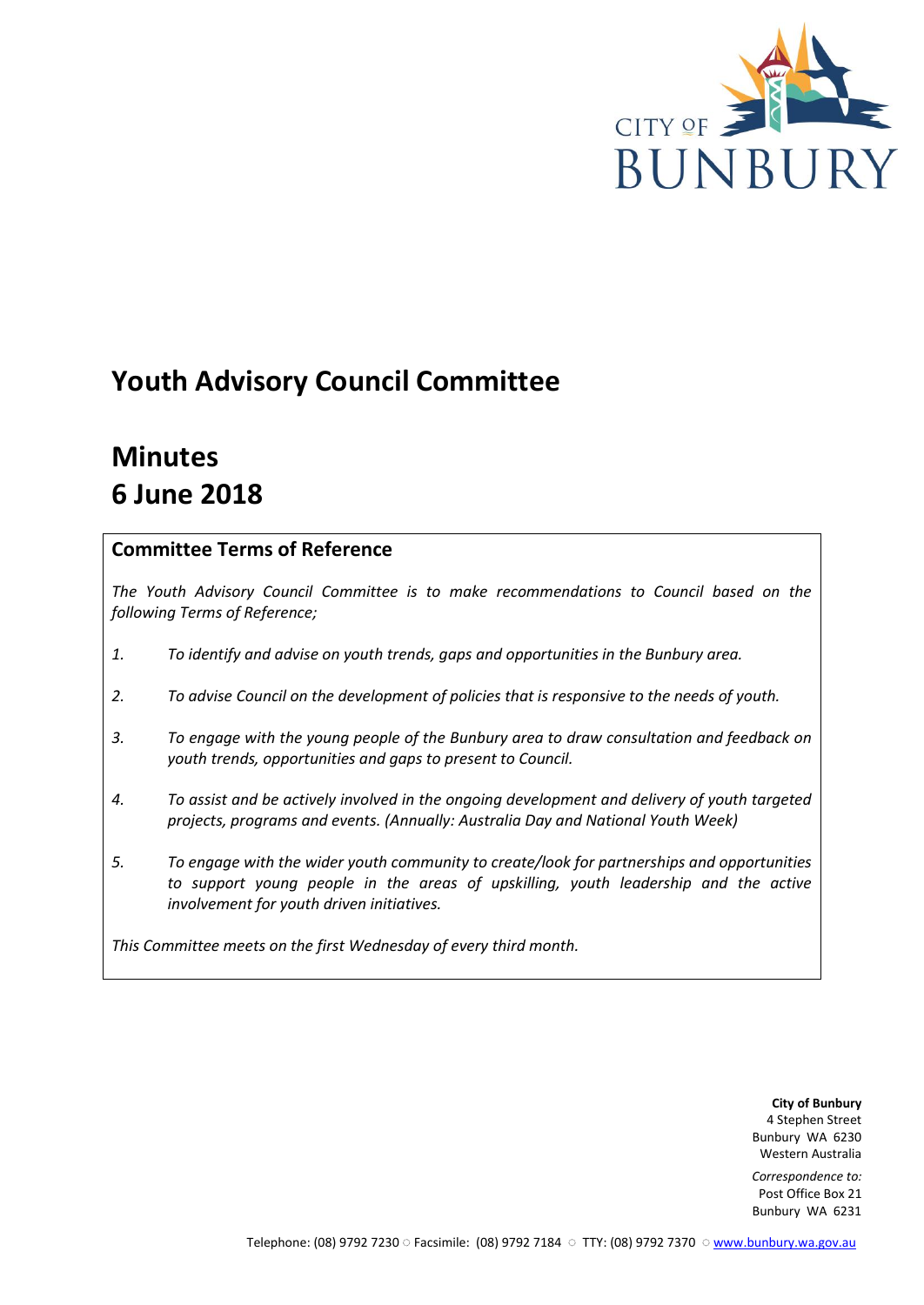CITY OF BUNBURY

# Youth Advisory Council Committee

# Minutes
# 6 June 2018

## Committee Terms of Reference

*The Youth Advisory Council Committee is to make recommendations to Council based on the following Terms of Reference;*

1. *To identify and advise on youth trends, gaps and opportunities in the Bunbury area.*
2. *To advise Council on the development of policies that is responsive to the needs of youth.*
3. *To engage with the young people of the Bunbury area to draw consultation and feedback on youth trends, opportunities and gaps to present to Council.*
4. *To assist and be actively involved in the ongoing development and delivery of youth targeted projects, programs and events. (Annually: Australia Day and National Youth Week)*
5. *To engage with the wider youth community to create/look for partnerships and opportunities to support young people in the areas of upskilling, youth leadership and the active involvement for youth driven initiatives.*

*This Committee meets on the first Wednesday of every third month.*

**City of Bunbury**
4 Stephen Street
Bunbury WA 6230
Western Australia

*Correspondence to:*
Post Office Box 21
Bunbury WA 6231

Telephone: (08) 9792 7230 ○ Facsimile: (08) 9792 7184 ○ TTY: (08) 9792 7370 ○ www.bunbury.wa.gov.au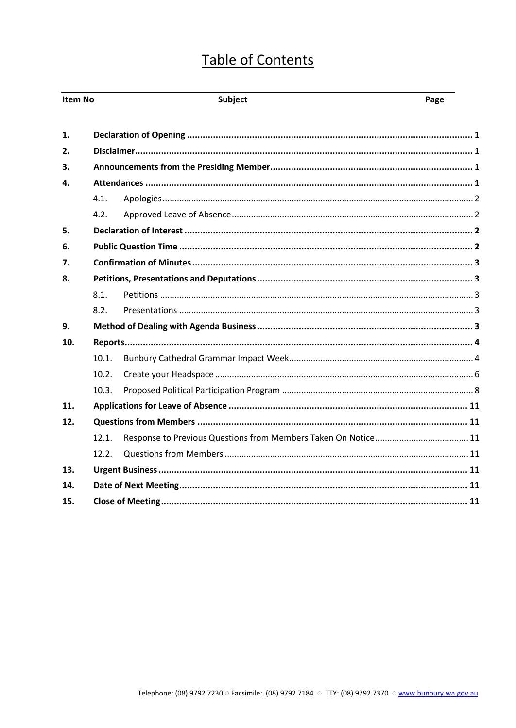# Table of Contents

| Item No | Subject | Page |
|---|---|---|
| **1.** | **Declaration of Opening** | **1** |
| **2.** | **Disclaimer** | **1** |
| **3.** | **Announcements from the Presiding Member** | **1** |
| **4.** | **Attendances** | **1** |
| 4.1. | Apologies | 2 |
| 4.2. | Approved Leave of Absence | 2 |
| **5.** | **Declaration of Interest** | **2** |
| **6.** | **Public Question Time** | **2** |
| **7.** | **Confirmation of Minutes** | **3** |
| **8.** | **Petitions, Presentations and Deputations** | **3** |
| 8.1. | Petitions | 3 |
| 8.2. | Presentations | 3 |
| **9.** | **Method of Dealing with Agenda Business** | **3** |
| **10.** | **Reports** | **4** |
| 10.1. | Bunbury Cathedral Grammar Impact Week | 4 |
| 10.2. | Create your Headspace | 6 |
| 10.3. | Proposed Political Participation Program | 8 |
| **11.** | **Applications for Leave of Absence** | **11** |
| **12.** | **Questions from Members** | **11** |
| 12.1. | Response to Previous Questions from Members Taken On Notice | 11 |
| 12.2. | Questions from Members | 11 |
| **13.** | **Urgent Business** | **11** |
| **14.** | **Date of Next Meeting** | **11** |
| **15.** | **Close of Meeting** | **11** |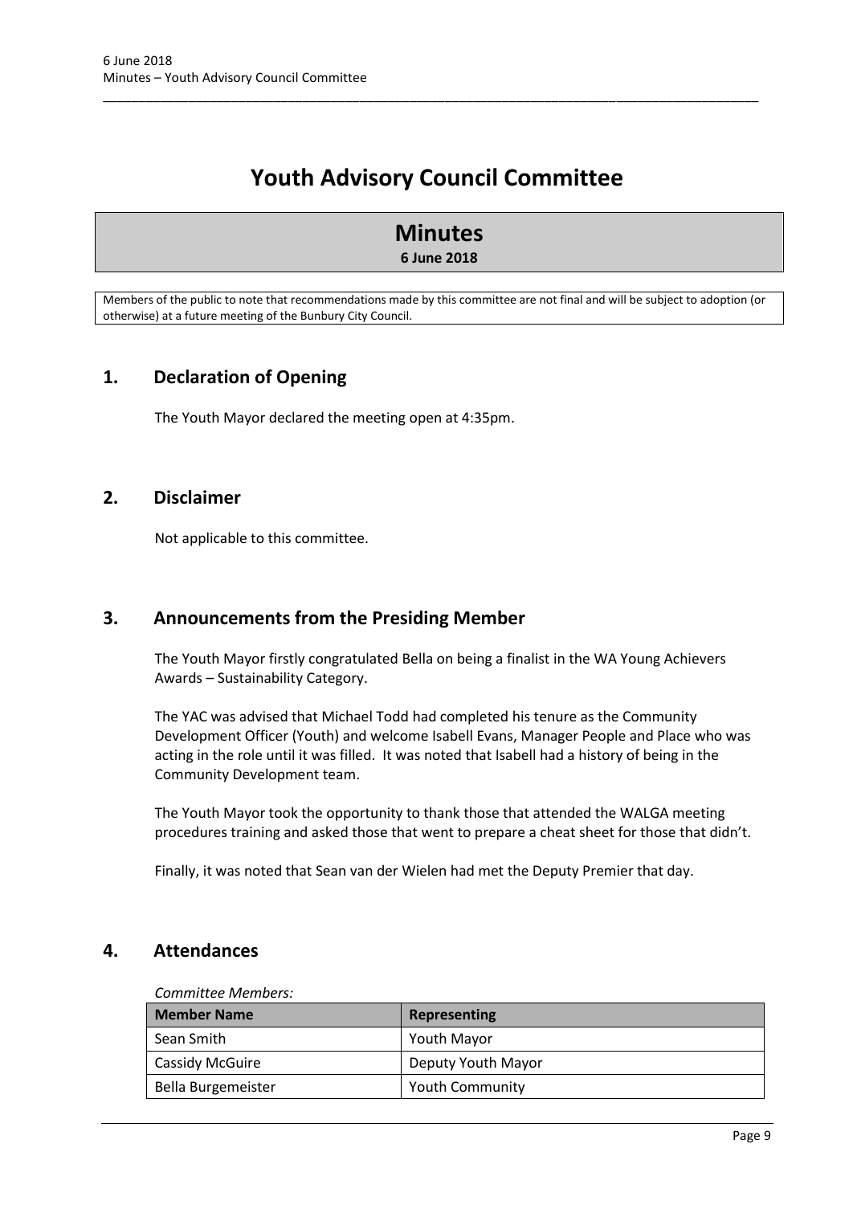# Youth Advisory Council Committee

## Minutes

**6 June 2018**

Members of the public to note that recommendations made by this committee are not final and will be subject to adoption (or otherwise) at a future meeting of the Bunbury City Council.

## 1. Declaration of Opening

The Youth Mayor declared the meeting open at 4:35pm.

## 2. Disclaimer

Not applicable to this committee.

## 3. Announcements from the Presiding Member

The Youth Mayor firstly congratulated Bella on being a finalist in the WA Young Achievers Awards – Sustainability Category.

The YAC was advised that Michael Todd had completed his tenure as the Community Development Officer (Youth) and welcome Isabell Evans, Manager People and Place who was acting in the role until it was filled. It was noted that Isabell had a history of being in the Community Development team.

The Youth Mayor took the opportunity to thank those that attended the WALGA meeting procedures training and asked those that went to prepare a cheat sheet for those that didn't.

Finally, it was noted that Sean van der Wielen had met the Deputy Premier that day.

## 4. Attendances

*Committee Members:*

| Member Name | Representing |
|---|---|
| Sean Smith | Youth Mayor |
| Cassidy McGuire | Deputy Youth Mayor |
| Bella Burgemeister | Youth Community |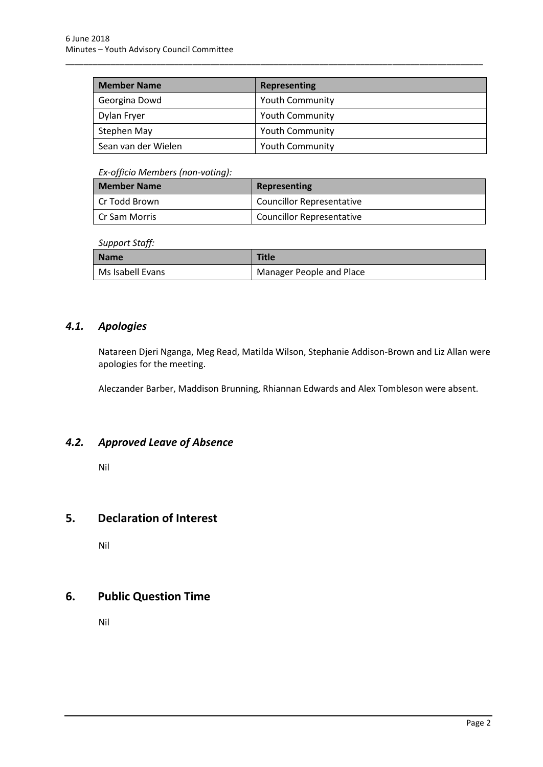| Member Name | Representing |
|---|---|
| Georgina Dowd | Youth Community |
| Dylan Fryer | Youth Community |
| Stephen May | Youth Community |
| Sean van der Wielen | Youth Community |

*Ex-officio Members (non-voting):*

| Member Name | Representing |
|---|---|
| Cr Todd Brown | Councillor Representative |
| Cr Sam Morris | Councillor Representative |

*Support Staff:*

| Name | Title |
|---|---|
| Ms Isabell Evans | Manager People and Place |

### *4.1. Apologies*

Natareen Djeri Nganga, Meg Read, Matilda Wilson, Stephanie Addison-Brown and Liz Allan were apologies for the meeting.

Aleczander Barber, Maddison Brunning, Rhiannan Edwards and Alex Tombleson were absent.

### *4.2. Approved Leave of Absence*

Nil

## 5. Declaration of Interest

Nil

## 6. Public Question Time

Nil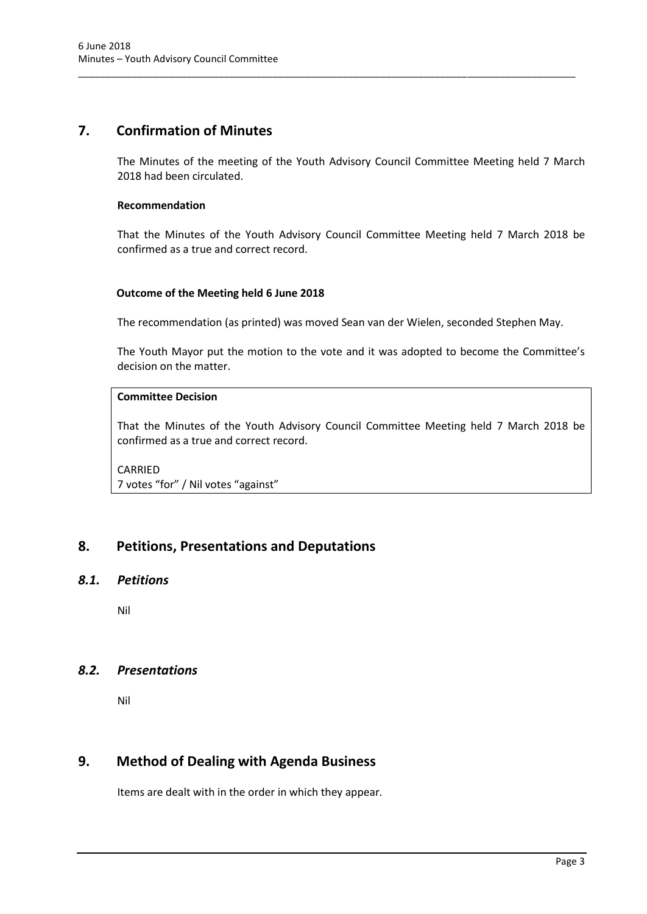# 7. Confirmation of Minutes

The Minutes of the meeting of the Youth Advisory Council Committee Meeting held 7 March 2018 had been circulated.

**Recommendation**

That the Minutes of the Youth Advisory Council Committee Meeting held 7 March 2018 be confirmed as a true and correct record.

**Outcome of the Meeting held 6 June 2018**

The recommendation (as printed) was moved Sean van der Wielen, seconded Stephen May.

The Youth Mayor put the motion to the vote and it was adopted to become the Committee's decision on the matter.

**Committee Decision**

That the Minutes of the Youth Advisory Council Committee Meeting held 7 March 2018 be confirmed as a true and correct record.

CARRIED
7 votes "for" / Nil votes "against"

# 8. Petitions, Presentations and Deputations

## *8.1. Petitions*

Nil

## *8.2. Presentations*

Nil

# 9. Method of Dealing with Agenda Business

Items are dealt with in the order in which they appear.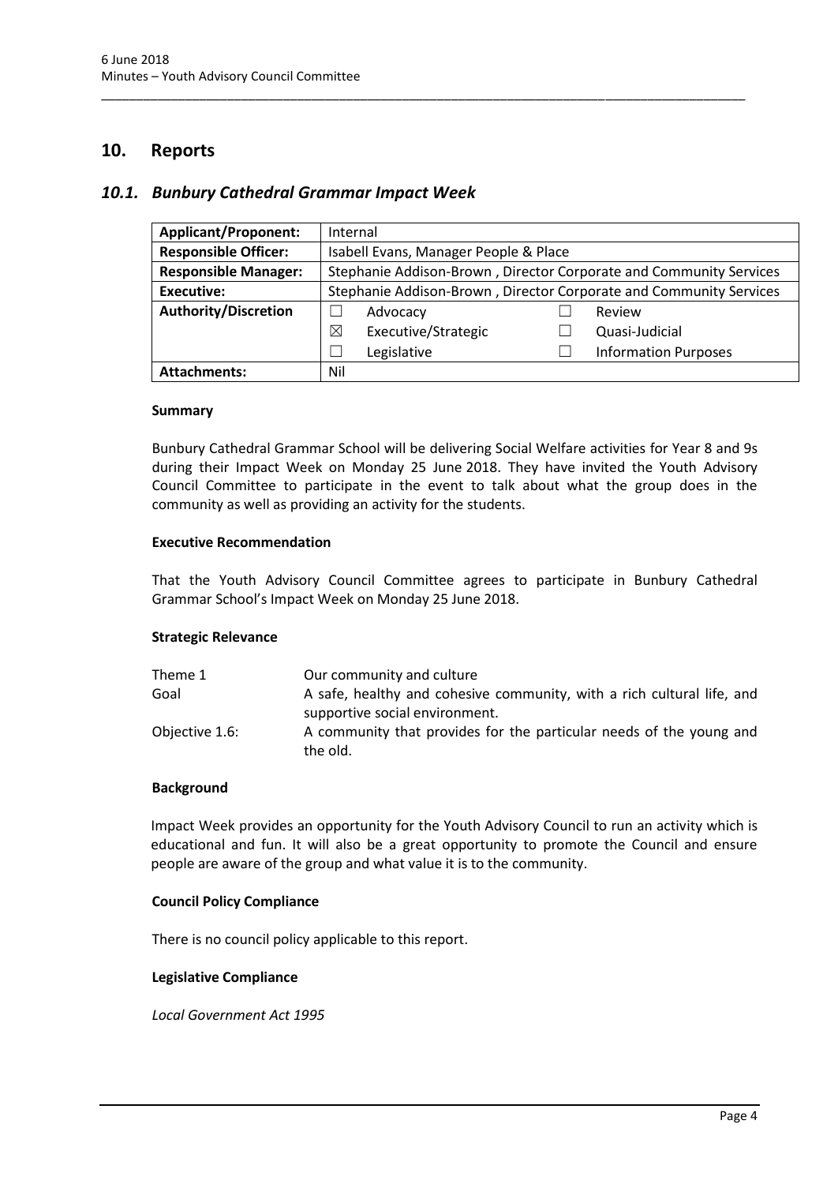## 10. Reports

### *10.1. Bunbury Cathedral Grammar Impact Week*

| **Applicant/Proponent:** | Internal | | | |
|---|---|---|---|---|
| **Responsible Officer:** | Isabell Evans, Manager People & Place | | | |
| **Responsible Manager:** | Stephanie Addison-Brown , Director Corporate and Community Services | | | |
| **Executive:** | Stephanie Addison-Brown , Director Corporate and Community Services | | | |
| **Authority/Discretion** | ☐ | Advocacy | ☐ | Review |
| | ☒ | Executive/Strategic | ☐ | Quasi-Judicial |
| | ☐ | Legislative | ☐ | Information Purposes |
| **Attachments:** | Nil | | | |

**Summary**

Bunbury Cathedral Grammar School will be delivering Social Welfare activities for Year 8 and 9s during their Impact Week on Monday 25 June 2018. They have invited the Youth Advisory Council Committee to participate in the event to talk about what the group does in the community as well as providing an activity for the students.

**Executive Recommendation**

That the Youth Advisory Council Committee agrees to participate in Bunbury Cathedral Grammar School's Impact Week on Monday 25 June 2018.

**Strategic Relevance**

| | |
|---|---|
| Theme 1 | Our community and culture |
| Goal | A safe, healthy and cohesive community, with a rich cultural life, and supportive social environment. |
| Objective 1.6: | A community that provides for the particular needs of the young and the old. |

**Background**

Impact Week provides an opportunity for the Youth Advisory Council to run an activity which is educational and fun. It will also be a great opportunity to promote the Council and ensure people are aware of the group and what value it is to the community.

**Council Policy Compliance**

There is no council policy applicable to this report.

**Legislative Compliance**

*Local Government Act 1995*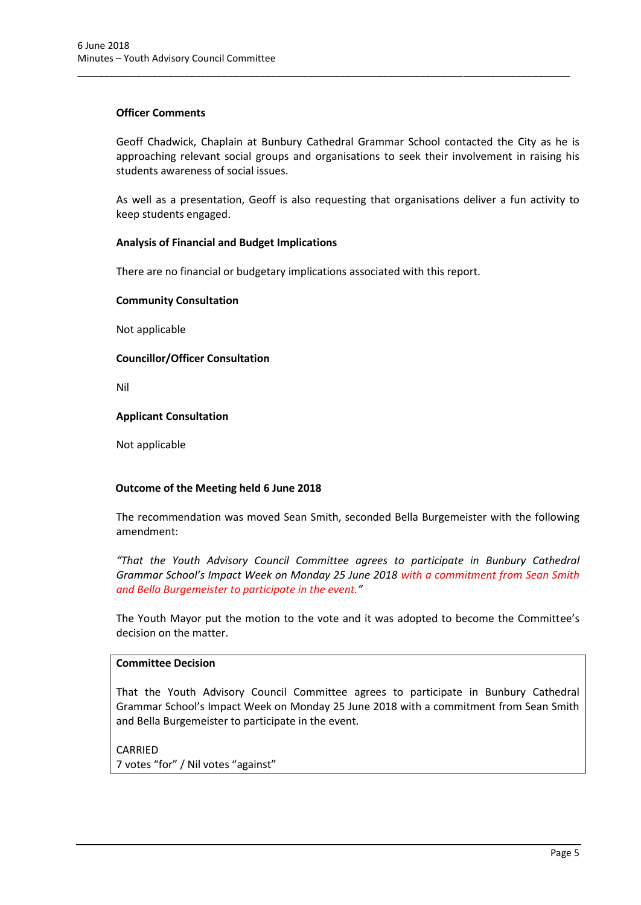**Officer Comments**

Geoff Chadwick, Chaplain at Bunbury Cathedral Grammar School contacted the City as he is approaching relevant social groups and organisations to seek their involvement in raising his students awareness of social issues.

As well as a presentation, Geoff is also requesting that organisations deliver a fun activity to keep students engaged.

**Analysis of Financial and Budget Implications**

There are no financial or budgetary implications associated with this report.

**Community Consultation**

Not applicable

**Councillor/Officer Consultation**

Nil

**Applicant Consultation**

Not applicable

**Outcome of the Meeting held 6 June 2018**

The recommendation was moved Sean Smith, seconded Bella Burgemeister with the following amendment:

*"That the Youth Advisory Council Committee agrees to participate in Bunbury Cathedral Grammar School's Impact Week on Monday 25 June 2018 with a commitment from Sean Smith and Bella Burgemeister to participate in the event."*

The Youth Mayor put the motion to the vote and it was adopted to become the Committee's decision on the matter.

**Committee Decision**

That the Youth Advisory Council Committee agrees to participate in Bunbury Cathedral Grammar School's Impact Week on Monday 25 June 2018 with a commitment from Sean Smith and Bella Burgemeister to participate in the event.

CARRIED
7 votes "for" / Nil votes "against"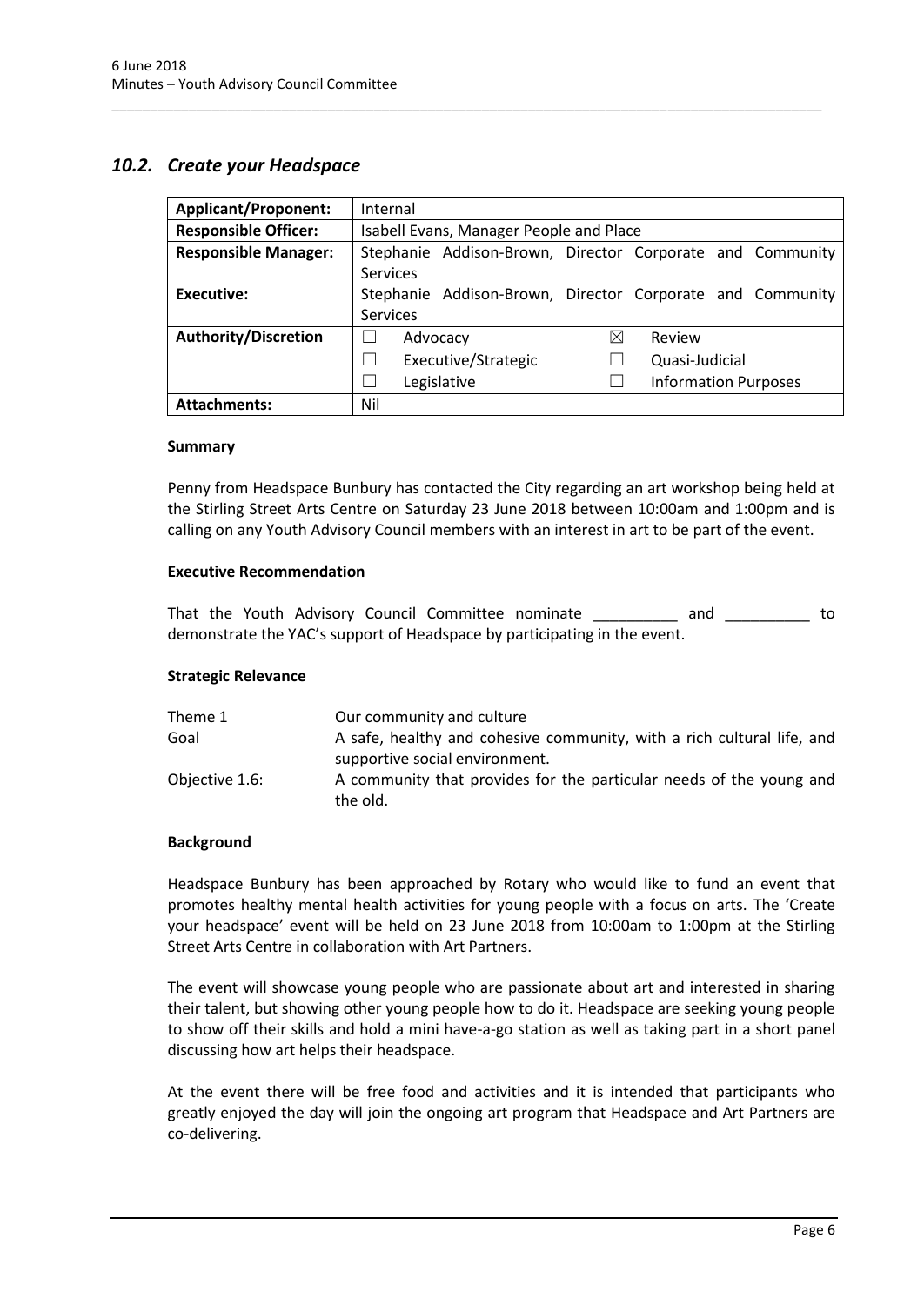## *10.2. Create your Headspace*

| **Applicant/Proponent:** | Internal | | | |
|---|---|---|---|---|
| **Responsible Officer:** | Isabell Evans, Manager People and Place | | | |
| **Responsible Manager:** | Stephanie Addison-Brown, Director Corporate and Community Services | | | |
| **Executive:** | Stephanie Addison-Brown, Director Corporate and Community Services | | | |
| **Authority/Discretion** | ☐ | Advocacy | ☒ | Review |
| | ☐ | Executive/Strategic | ☐ | Quasi-Judicial |
| | ☐ | Legislative | ☐ | Information Purposes |
| **Attachments:** | Nil | | | |

**Summary**

Penny from Headspace Bunbury has contacted the City regarding an art workshop being held at the Stirling Street Arts Centre on Saturday 23 June 2018 between 10:00am and 1:00pm and is calling on any Youth Advisory Council members with an interest in art to be part of the event.

**Executive Recommendation**

That the Youth Advisory Council Committee nominate __________ and __________ to demonstrate the YAC's support of Headspace by participating in the event.

**Strategic Relevance**

| | |
|---|---|
| Theme 1 | Our community and culture |
| Goal | A safe, healthy and cohesive community, with a rich cultural life, and supportive social environment. |
| Objective 1.6: | A community that provides for the particular needs of the young and the old. |

**Background**

Headspace Bunbury has been approached by Rotary who would like to fund an event that promotes healthy mental health activities for young people with a focus on arts. The 'Create your headspace' event will be held on 23 June 2018 from 10:00am to 1:00pm at the Stirling Street Arts Centre in collaboration with Art Partners.

The event will showcase young people who are passionate about art and interested in sharing their talent, but showing other young people how to do it. Headspace are seeking young people to show off their skills and hold a mini have-a-go station as well as taking part in a short panel discussing how art helps their headspace.

At the event there will be free food and activities and it is intended that participants who greatly enjoyed the day will join the ongoing art program that Headspace and Art Partners are co-delivering.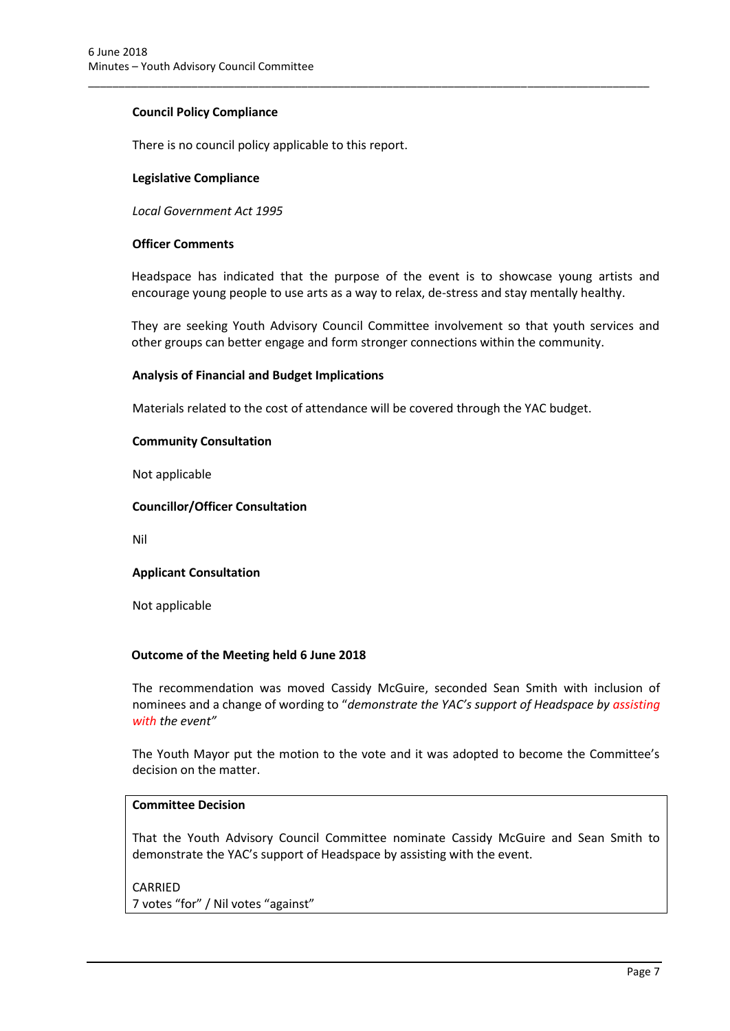**Council Policy Compliance**

There is no council policy applicable to this report.

**Legislative Compliance**

*Local Government Act 1995*

**Officer Comments**

Headspace has indicated that the purpose of the event is to showcase young artists and encourage young people to use arts as a way to relax, de-stress and stay mentally healthy.

They are seeking Youth Advisory Council Committee involvement so that youth services and other groups can better engage and form stronger connections within the community.

**Analysis of Financial and Budget Implications**

Materials related to the cost of attendance will be covered through the YAC budget.

**Community Consultation**

Not applicable

**Councillor/Officer Consultation**

Nil

**Applicant Consultation**

Not applicable

**Outcome of the Meeting held 6 June 2018**

The recommendation was moved Cassidy McGuire, seconded Sean Smith with inclusion of nominees and a change of wording to "*demonstrate the YAC's support of Headspace by assisting with the event"*

The Youth Mayor put the motion to the vote and it was adopted to become the Committee's decision on the matter.

**Committee Decision**

That the Youth Advisory Council Committee nominate Cassidy McGuire and Sean Smith to demonstrate the YAC's support of Headspace by assisting with the event.

CARRIED
7 votes "for" / Nil votes "against"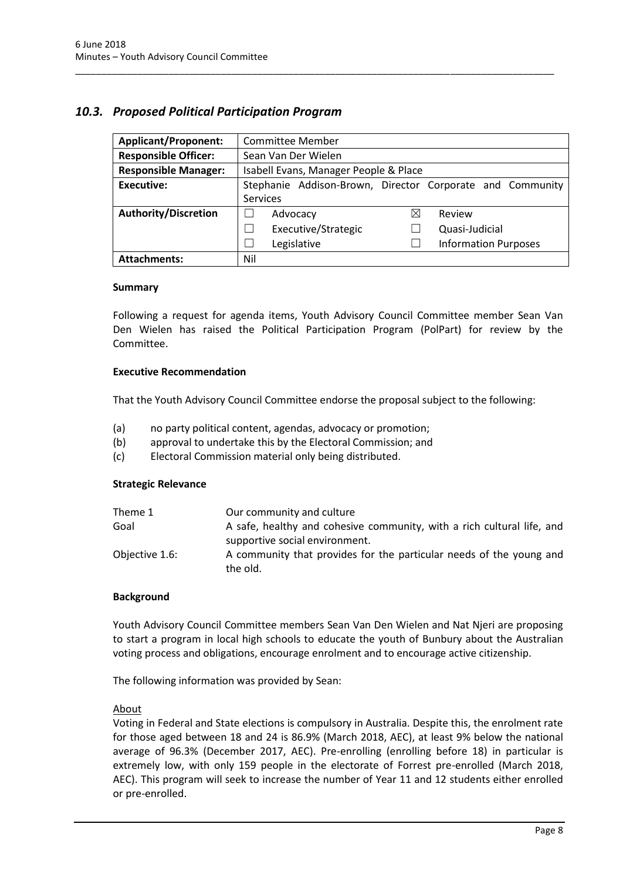## *10.3. Proposed Political Participation Program*

| **Applicant/Proponent:** | Committee Member | | | |
|---|---|---|---|---|
| **Responsible Officer:** | Sean Van Der Wielen | | | |
| **Responsible Manager:** | Isabell Evans, Manager People & Place | | | |
| **Executive:** | Stephanie Addison-Brown, Director Corporate and Community Services | | | |
| **Authority/Discretion** | ☐ | Advocacy | ☒ | Review |
| | ☐ | Executive/Strategic | ☐ | Quasi-Judicial |
| | ☐ | Legislative | ☐ | Information Purposes |
| **Attachments:** | Nil | | | |

**Summary**

Following a request for agenda items, Youth Advisory Council Committee member Sean Van Den Wielen has raised the Political Participation Program (PolPart) for review by the Committee.

**Executive Recommendation**

That the Youth Advisory Council Committee endorse the proposal subject to the following:

(a) no party political content, agendas, advocacy or promotion;
(b) approval to undertake this by the Electoral Commission; and
(c) Electoral Commission material only being distributed.

**Strategic Relevance**

| | |
|---|---|
| Theme 1 | Our community and culture |
| Goal | A safe, healthy and cohesive community, with a rich cultural life, and supportive social environment. |
| Objective 1.6: | A community that provides for the particular needs of the young and the old. |

**Background**

Youth Advisory Council Committee members Sean Van Den Wielen and Nat Njeri are proposing to start a program in local high schools to educate the youth of Bunbury about the Australian voting process and obligations, encourage enrolment and to encourage active citizenship.

The following information was provided by Sean:

About

Voting in Federal and State elections is compulsory in Australia. Despite this, the enrolment rate for those aged between 18 and 24 is 86.9% (March 2018, AEC), at least 9% below the national average of 96.3% (December 2017, AEC). Pre-enrolling (enrolling before 18) in particular is extremely low, with only 159 people in the electorate of Forrest pre-enrolled (March 2018, AEC). This program will seek to increase the number of Year 11 and 12 students either enrolled or pre-enrolled.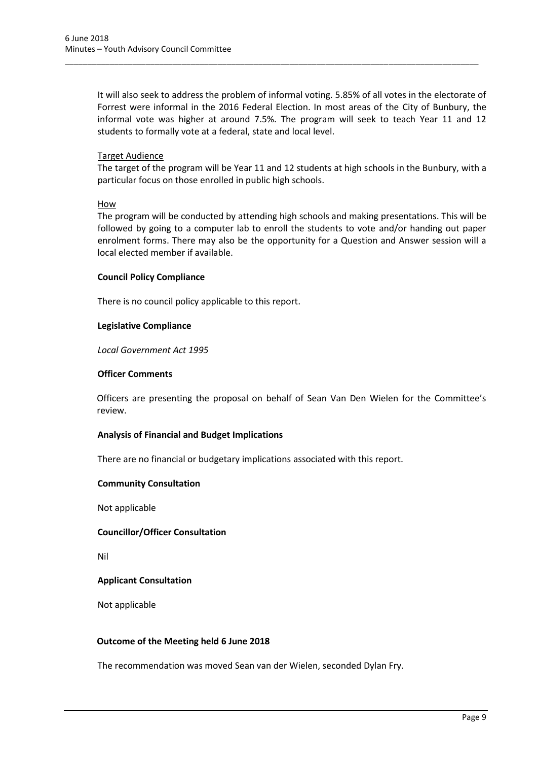It will also seek to address the problem of informal voting. 5.85% of all votes in the electorate of Forrest were informal in the 2016 Federal Election. In most areas of the City of Bunbury, the informal vote was higher at around 7.5%. The program will seek to teach Year 11 and 12 students to formally vote at a federal, state and local level.

Target Audience

The target of the program will be Year 11 and 12 students at high schools in the Bunbury, with a particular focus on those enrolled in public high schools.

How

The program will be conducted by attending high schools and making presentations. This will be followed by going to a computer lab to enroll the students to vote and/or handing out paper enrolment forms. There may also be the opportunity for a Question and Answer session will a local elected member if available.

**Council Policy Compliance**

There is no council policy applicable to this report.

**Legislative Compliance**

*Local Government Act 1995*

**Officer Comments**

Officers are presenting the proposal on behalf of Sean Van Den Wielen for the Committee's review.

**Analysis of Financial and Budget Implications**

There are no financial or budgetary implications associated with this report.

**Community Consultation**

Not applicable

**Councillor/Officer Consultation**

Nil

**Applicant Consultation**

Not applicable

**Outcome of the Meeting held 6 June 2018**

The recommendation was moved Sean van der Wielen, seconded Dylan Fry.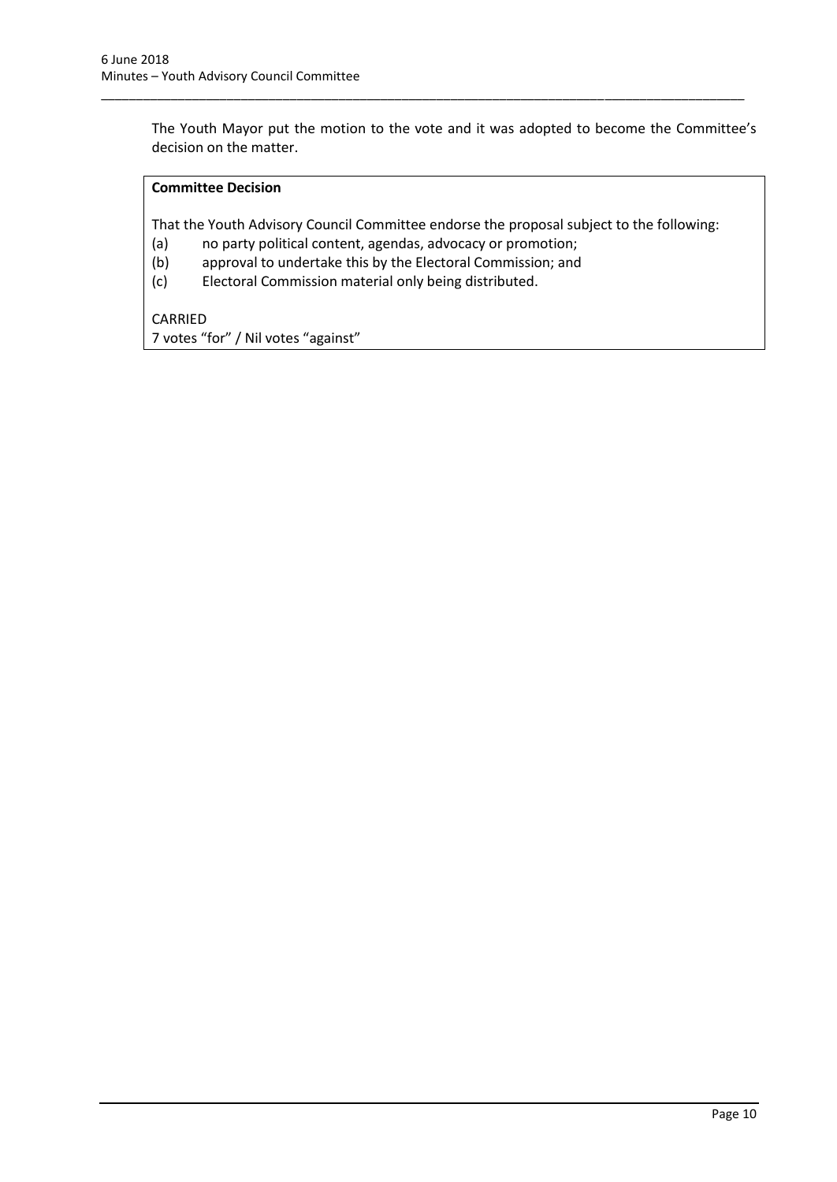The Youth Mayor put the motion to the vote and it was adopted to become the Committee's decision on the matter.

**Committee Decision**

That the Youth Advisory Council Committee endorse the proposal subject to the following:

(a) no party political content, agendas, advocacy or promotion;

(b) approval to undertake this by the Electoral Commission; and

(c) Electoral Commission material only being distributed.

CARRIED

7 votes "for" / Nil votes "against"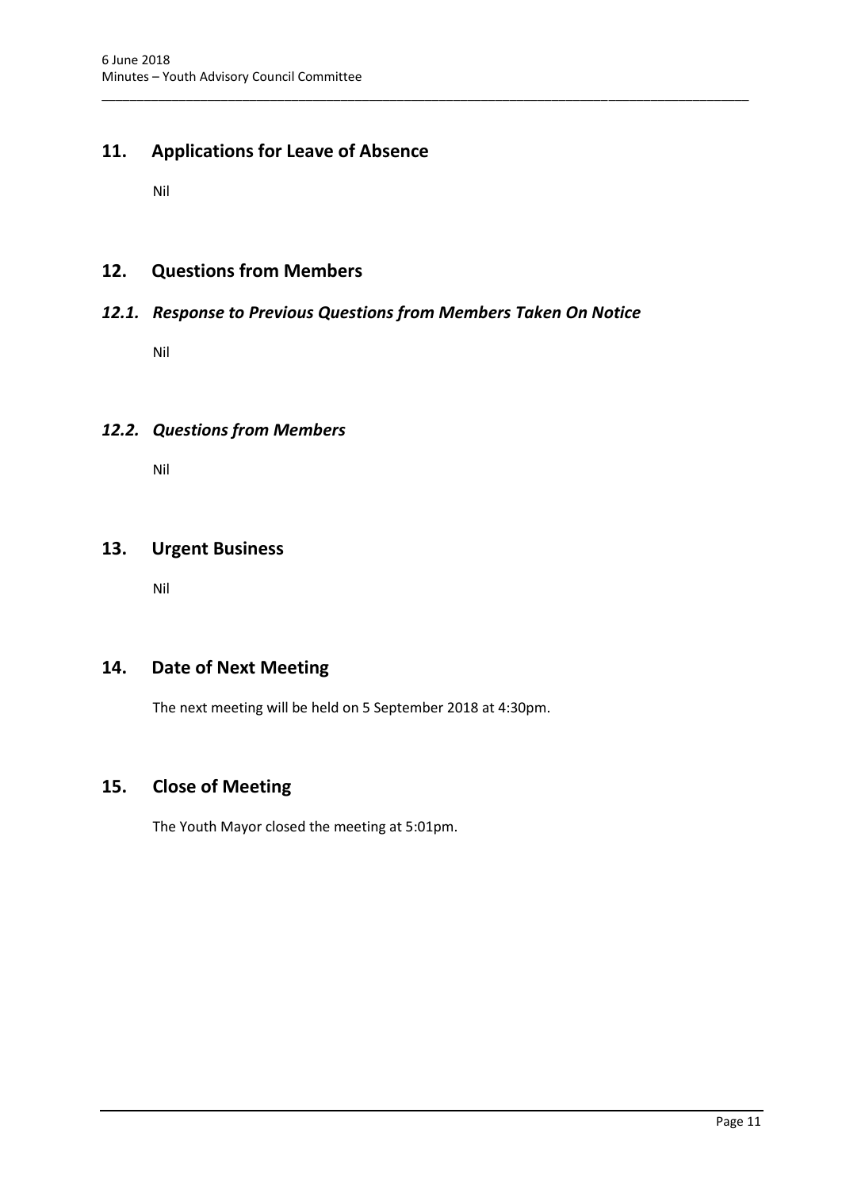## 11. Applications for Leave of Absence

Nil

## 12. Questions from Members

### *12.1. Response to Previous Questions from Members Taken On Notice*

Nil

### *12.2. Questions from Members*

Nil

## 13. Urgent Business

Nil

## 14. Date of Next Meeting

The next meeting will be held on 5 September 2018 at 4:30pm.

## 15. Close of Meeting

The Youth Mayor closed the meeting at 5:01pm.